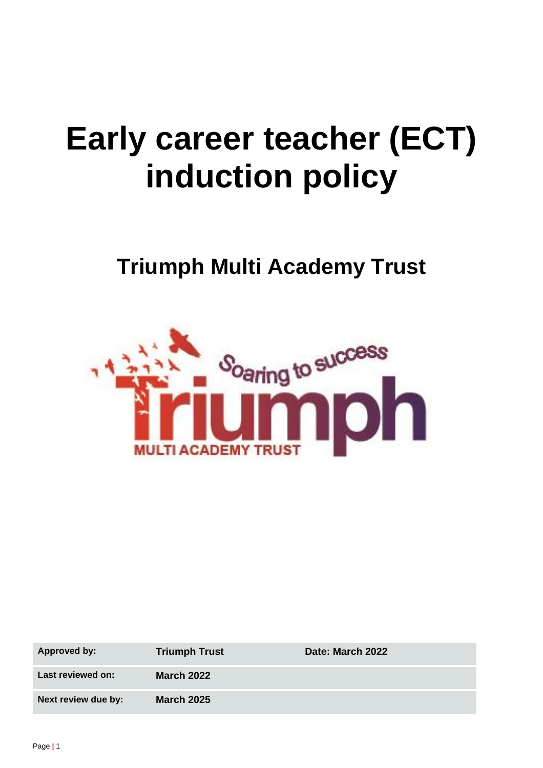# Early career teacher (ECT) induction policy

## Triumph Multi Academy Trust

| Approved by: | Triumph Trust | Date: March 2022 |
|---|---|---|
| Last reviewed on: | March 2022 | |
| Next review due by: | March 2025 | |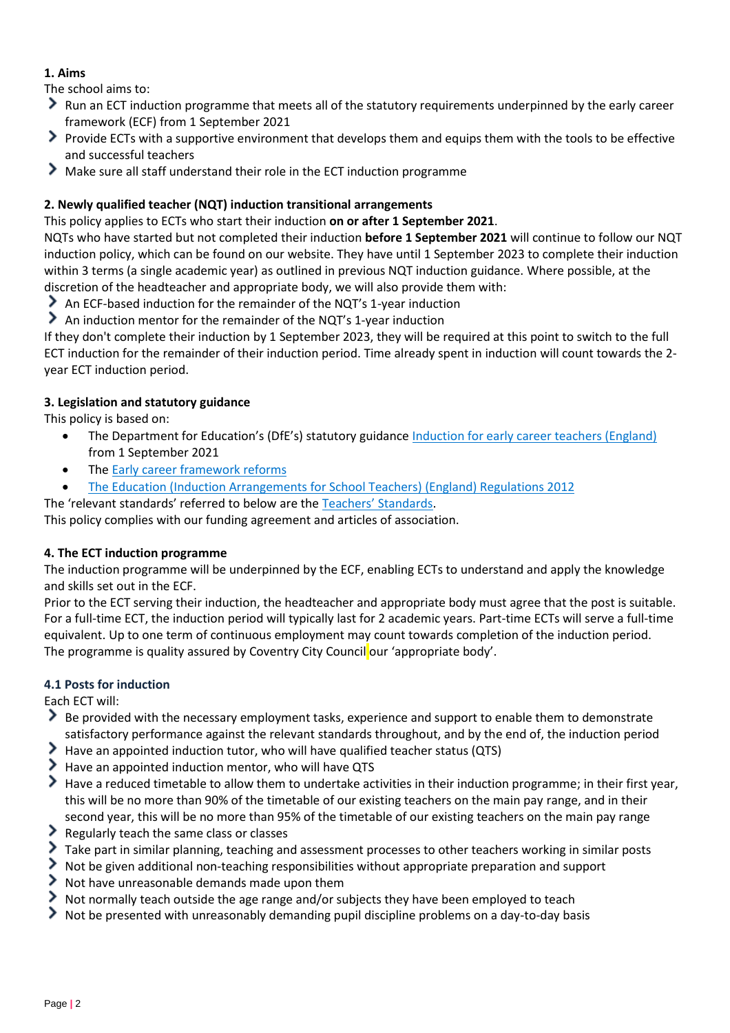## 1. Aims

The school aims to:

- Run an ECT induction programme that meets all of the statutory requirements underpinned by the early career framework (ECF) from 1 September 2021
- Provide ECTs with a supportive environment that develops them and equips them with the tools to be effective and successful teachers
- Make sure all staff understand their role in the ECT induction programme

## 2. Newly qualified teacher (NQT) induction transitional arrangements

This policy applies to ECTs who start their induction **on or after 1 September 2021**.

NQTs who have started but not completed their induction **before 1 September 2021** will continue to follow our NQT induction policy, which can be found on our website. They have until 1 September 2023 to complete their induction within 3 terms (a single academic year) as outlined in previous NQT induction guidance. Where possible, at the discretion of the headteacher and appropriate body, we will also provide them with:

- An ECF-based induction for the remainder of the NQT's 1-year induction
- An induction mentor for the remainder of the NQT's 1-year induction

If they don't complete their induction by 1 September 2023, they will be required at this point to switch to the full ECT induction for the remainder of their induction period. Time already spent in induction will count towards the 2-year ECT induction period.

## 3. Legislation and statutory guidance

This policy is based on:

- The Department for Education's (DfE's) statutory guidance [Induction for early career teachers (England)]() from 1 September 2021
- The [Early career framework reforms]()
- [The Education (Induction Arrangements for School Teachers) (England) Regulations 2012]()

The 'relevant standards' referred to below are the [Teachers' Standards]().

This policy complies with our funding agreement and articles of association.

## 4. The ECT induction programme

The induction programme will be underpinned by the ECF, enabling ECTs to understand and apply the knowledge and skills set out in the ECF.

Prior to the ECT serving their induction, the headteacher and appropriate body must agree that the post is suitable. For a full-time ECT, the induction period will typically last for 2 academic years. Part-time ECTs will serve a full-time equivalent. Up to one term of continuous employment may count towards completion of the induction period.

The programme is quality assured by Coventry City Council our 'appropriate body'.

### 4.1 Posts for induction

Each ECT will:

- Be provided with the necessary employment tasks, experience and support to enable them to demonstrate satisfactory performance against the relevant standards throughout, and by the end of, the induction period
- Have an appointed induction tutor, who will have qualified teacher status (QTS)
- Have an appointed induction mentor, who will have QTS
- Have a reduced timetable to allow them to undertake activities in their induction programme; in their first year, this will be no more than 90% of the timetable of our existing teachers on the main pay range, and in their second year, this will be no more than 95% of the timetable of our existing teachers on the main pay range
- Regularly teach the same class or classes
- Take part in similar planning, teaching and assessment processes to other teachers working in similar posts
- Not be given additional non-teaching responsibilities without appropriate preparation and support
- Not have unreasonable demands made upon them
- Not normally teach outside the age range and/or subjects they have been employed to teach
- Not be presented with unreasonably demanding pupil discipline problems on a day-to-day basis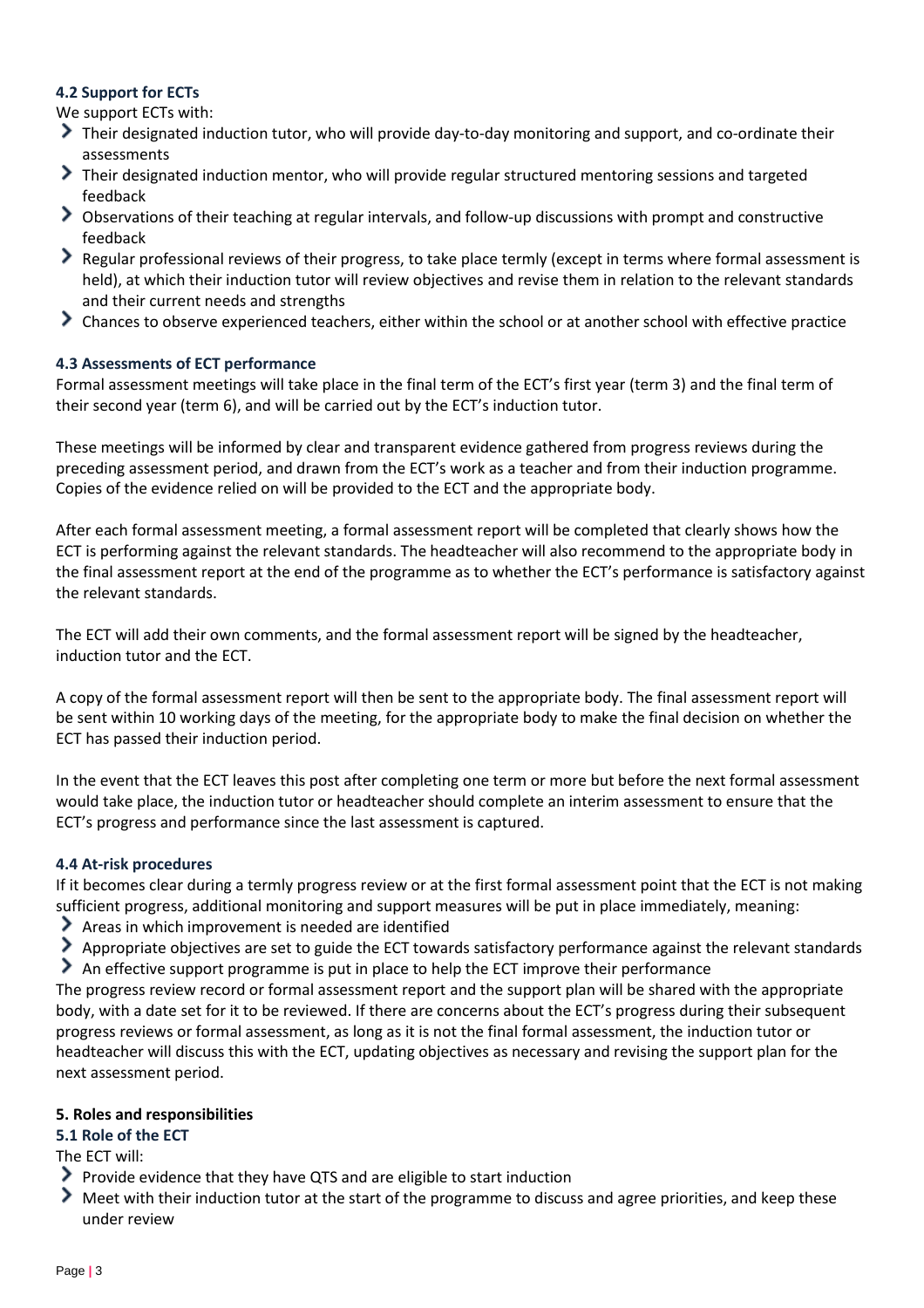### 4.2 Support for ECTs

We support ECTs with:

- Their designated induction tutor, who will provide day-to-day monitoring and support, and co-ordinate their assessments
- Their designated induction mentor, who will provide regular structured mentoring sessions and targeted feedback
- Observations of their teaching at regular intervals, and follow-up discussions with prompt and constructive feedback
- Regular professional reviews of their progress, to take place termly (except in terms where formal assessment is held), at which their induction tutor will review objectives and revise them in relation to the relevant standards and their current needs and strengths
- Chances to observe experienced teachers, either within the school or at another school with effective practice

### 4.3 Assessments of ECT performance

Formal assessment meetings will take place in the final term of the ECT's first year (term 3) and the final term of their second year (term 6), and will be carried out by the ECT's induction tutor.

These meetings will be informed by clear and transparent evidence gathered from progress reviews during the preceding assessment period, and drawn from the ECT's work as a teacher and from their induction programme. Copies of the evidence relied on will be provided to the ECT and the appropriate body.

After each formal assessment meeting, a formal assessment report will be completed that clearly shows how the ECT is performing against the relevant standards. The headteacher will also recommend to the appropriate body in the final assessment report at the end of the programme as to whether the ECT's performance is satisfactory against the relevant standards.

The ECT will add their own comments, and the formal assessment report will be signed by the headteacher, induction tutor and the ECT.

A copy of the formal assessment report will then be sent to the appropriate body. The final assessment report will be sent within 10 working days of the meeting, for the appropriate body to make the final decision on whether the ECT has passed their induction period.

In the event that the ECT leaves this post after completing one term or more but before the next formal assessment would take place, the induction tutor or headteacher should complete an interim assessment to ensure that the ECT's progress and performance since the last assessment is captured.

### 4.4 At-risk procedures

If it becomes clear during a termly progress review or at the first formal assessment point that the ECT is not making sufficient progress, additional monitoring and support measures will be put in place immediately, meaning:

- Areas in which improvement is needed are identified
- Appropriate objectives are set to guide the ECT towards satisfactory performance against the relevant standards
- An effective support programme is put in place to help the ECT improve their performance

The progress review record or formal assessment report and the support plan will be shared with the appropriate body, with a date set for it to be reviewed. If there are concerns about the ECT's progress during their subsequent progress reviews or formal assessment, as long as it is not the final formal assessment, the induction tutor or headteacher will discuss this with the ECT, updating objectives as necessary and revising the support plan for the next assessment period.

## 5. Roles and responsibilities

### 5.1 Role of the ECT

The ECT will:

- Provide evidence that they have QTS and are eligible to start induction
- Meet with their induction tutor at the start of the programme to discuss and agree priorities, and keep these under review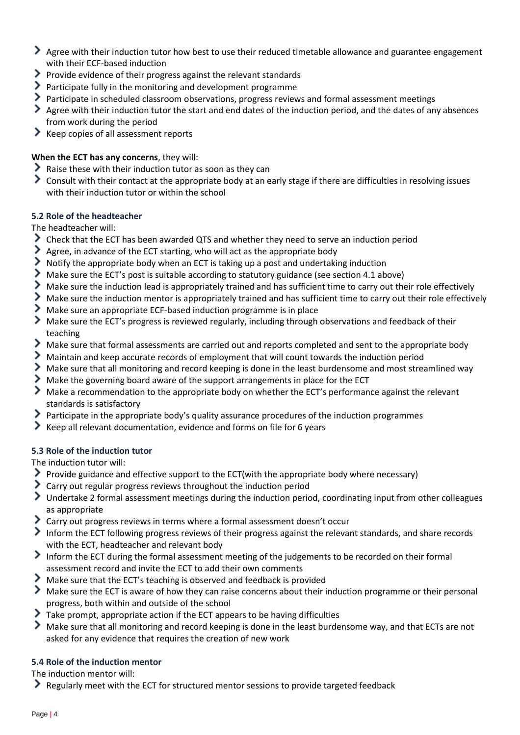- Agree with their induction tutor how best to use their reduced timetable allowance and guarantee engagement with their ECF-based induction
- Provide evidence of their progress against the relevant standards
- Participate fully in the monitoring and development programme
- Participate in scheduled classroom observations, progress reviews and formal assessment meetings
- Agree with their induction tutor the start and end dates of the induction period, and the dates of any absences from work during the period
- Keep copies of all assessment reports

**When the ECT has any concerns**, they will:

- Raise these with their induction tutor as soon as they can
- Consult with their contact at the appropriate body at an early stage if there are difficulties in resolving issues with their induction tutor or within the school

### 5.2 Role of the headteacher

The headteacher will:

- Check that the ECT has been awarded QTS and whether they need to serve an induction period
- Agree, in advance of the ECT starting, who will act as the appropriate body
- Notify the appropriate body when an ECT is taking up a post and undertaking induction
- Make sure the ECT's post is suitable according to statutory guidance (see section 4.1 above)
- Make sure the induction lead is appropriately trained and has sufficient time to carry out their role effectively
- Make sure the induction mentor is appropriately trained and has sufficient time to carry out their role effectively
- Make sure an appropriate ECF-based induction programme is in place
- Make sure the ECT's progress is reviewed regularly, including through observations and feedback of their teaching
- Make sure that formal assessments are carried out and reports completed and sent to the appropriate body
- Maintain and keep accurate records of employment that will count towards the induction period
- Make sure that all monitoring and record keeping is done in the least burdensome and most streamlined way
- Make the governing board aware of the support arrangements in place for the ECT
- Make a recommendation to the appropriate body on whether the ECT's performance against the relevant standards is satisfactory
- Participate in the appropriate body's quality assurance procedures of the induction programmes
- Keep all relevant documentation, evidence and forms on file for 6 years

### 5.3 Role of the induction tutor

The induction tutor will:

- Provide guidance and effective support to the ECT(with the appropriate body where necessary)
- Carry out regular progress reviews throughout the induction period
- Undertake 2 formal assessment meetings during the induction period, coordinating input from other colleagues as appropriate
- Carry out progress reviews in terms where a formal assessment doesn't occur
- Inform the ECT following progress reviews of their progress against the relevant standards, and share records with the ECT, headteacher and relevant body
- Inform the ECT during the formal assessment meeting of the judgements to be recorded on their formal assessment record and invite the ECT to add their own comments
- Make sure that the ECT's teaching is observed and feedback is provided
- Make sure the ECT is aware of how they can raise concerns about their induction programme or their personal progress, both within and outside of the school
- Take prompt, appropriate action if the ECT appears to be having difficulties
- Make sure that all monitoring and record keeping is done in the least burdensome way, and that ECTs are not asked for any evidence that requires the creation of new work

### 5.4 Role of the induction mentor

The induction mentor will:

- Regularly meet with the ECT for structured mentor sessions to provide targeted feedback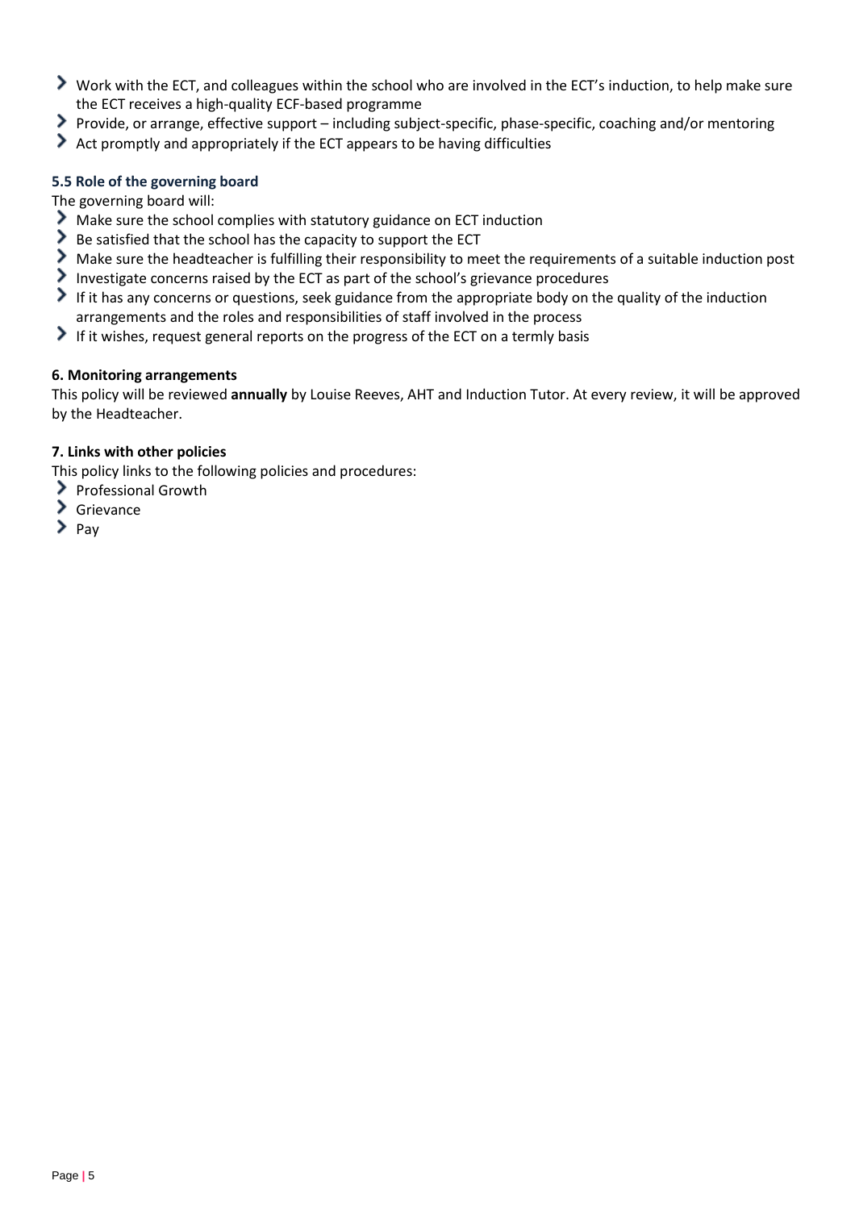- Work with the ECT, and colleagues within the school who are involved in the ECT's induction, to help make sure the ECT receives a high-quality ECF-based programme
- Provide, or arrange, effective support – including subject-specific, phase-specific, coaching and/or mentoring
- Act promptly and appropriately if the ECT appears to be having difficulties

### 5.5 Role of the governing board

The governing board will:

- Make sure the school complies with statutory guidance on ECT induction
- Be satisfied that the school has the capacity to support the ECT
- Make sure the headteacher is fulfilling their responsibility to meet the requirements of a suitable induction post
- Investigate concerns raised by the ECT as part of the school's grievance procedures
- If it has any concerns or questions, seek guidance from the appropriate body on the quality of the induction arrangements and the roles and responsibilities of staff involved in the process
- If it wishes, request general reports on the progress of the ECT on a termly basis

## 6. Monitoring arrangements

This policy will be reviewed **annually** by Louise Reeves, AHT and Induction Tutor. At every review, it will be approved by the Headteacher.

## 7. Links with other policies

This policy links to the following policies and procedures:

- Professional Growth
- Grievance
- Pay